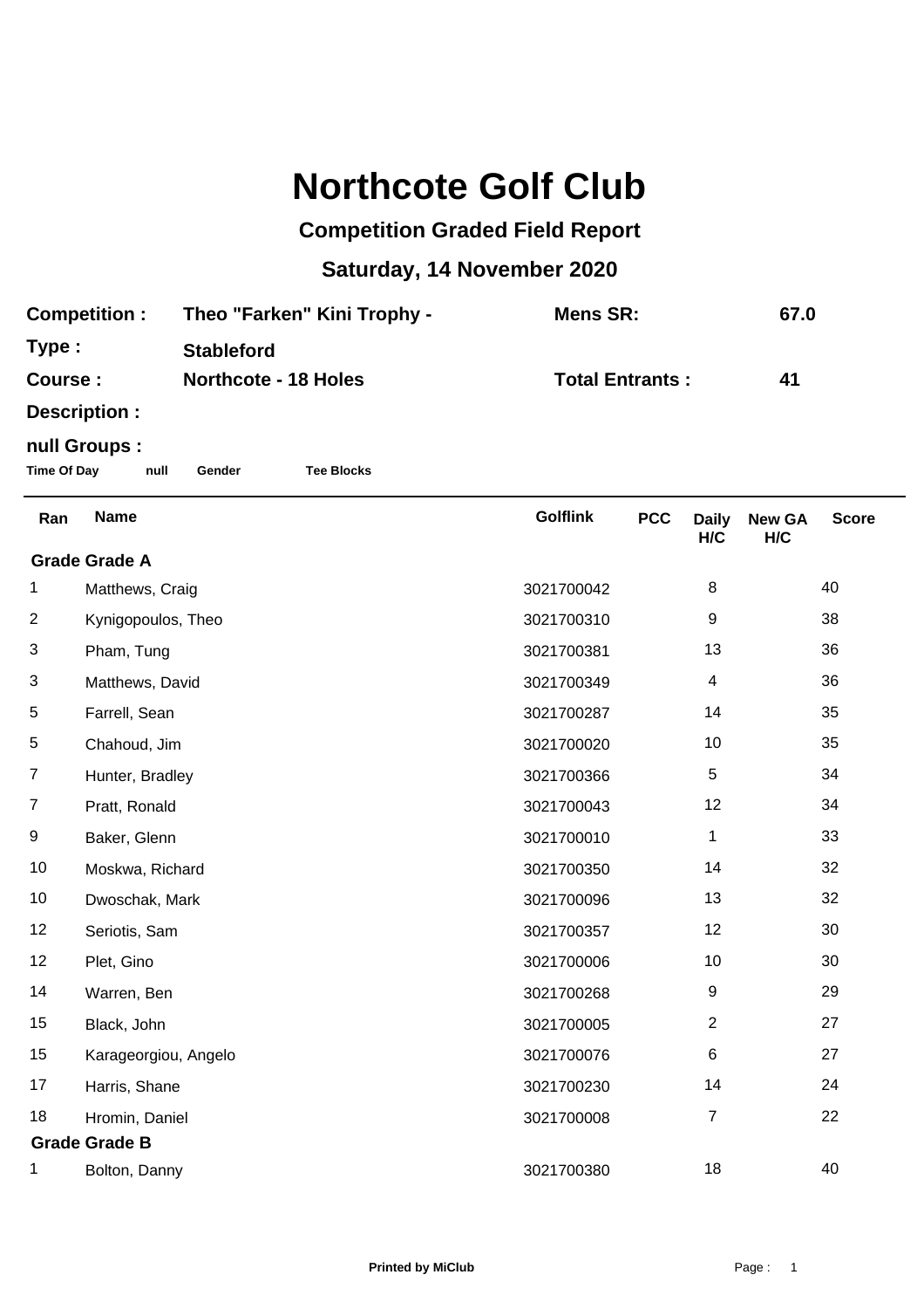# Northcote Golf Club

## Competition Graded Field Report

## Saturday, 14 November 2020

**Competition :** Theo "Farken" Kini Trophy - **Mens SR:** 67.0

**Type :** Stableford

**Course :** Northcote - 18 Holes **Total Entrants :** 41

**Description :**

**null Groups :**

**Time Of Day** **null** **Gender** **Tee Blocks**

| Ran | Name | Golflink | PCC | Daily H/C | New GA H/C | Score |
|---|---|---|---|---|---|---|
| **Grade Grade A** | | | | | | |
| 1 | Matthews, Craig | 3021700042 | | 8 | | 40 |
| 2 | Kynigopoulos, Theo | 3021700310 | | 9 | | 38 |
| 3 | Pham, Tung | 3021700381 | | 13 | | 36 |
| 3 | Matthews, David | 3021700349 | | 4 | | 36 |
| 5 | Farrell, Sean | 3021700287 | | 14 | | 35 |
| 5 | Chahoud, Jim | 3021700020 | | 10 | | 35 |
| 7 | Hunter, Bradley | 3021700366 | | 5 | | 34 |
| 7 | Pratt, Ronald | 3021700043 | | 12 | | 34 |
| 9 | Baker, Glenn | 3021700010 | | 1 | | 33 |
| 10 | Moskwa, Richard | 3021700350 | | 14 | | 32 |
| 10 | Dwoschak, Mark | 3021700096 | | 13 | | 32 |
| 12 | Seriotis, Sam | 3021700357 | | 12 | | 30 |
| 12 | Plet, Gino | 3021700006 | | 10 | | 30 |
| 14 | Warren, Ben | 3021700268 | | 9 | | 29 |
| 15 | Black, John | 3021700005 | | 2 | | 27 |
| 15 | Karageorgiou, Angelo | 3021700076 | | 6 | | 27 |
| 17 | Harris, Shane | 3021700230 | | 14 | | 24 |
| 18 | Hromin, Daniel | 3021700008 | | 7 | | 22 |
| **Grade Grade B** | | | | | | |
| 1 | Bolton, Danny | 3021700380 | | 18 | | 40 |

Printed by MiClub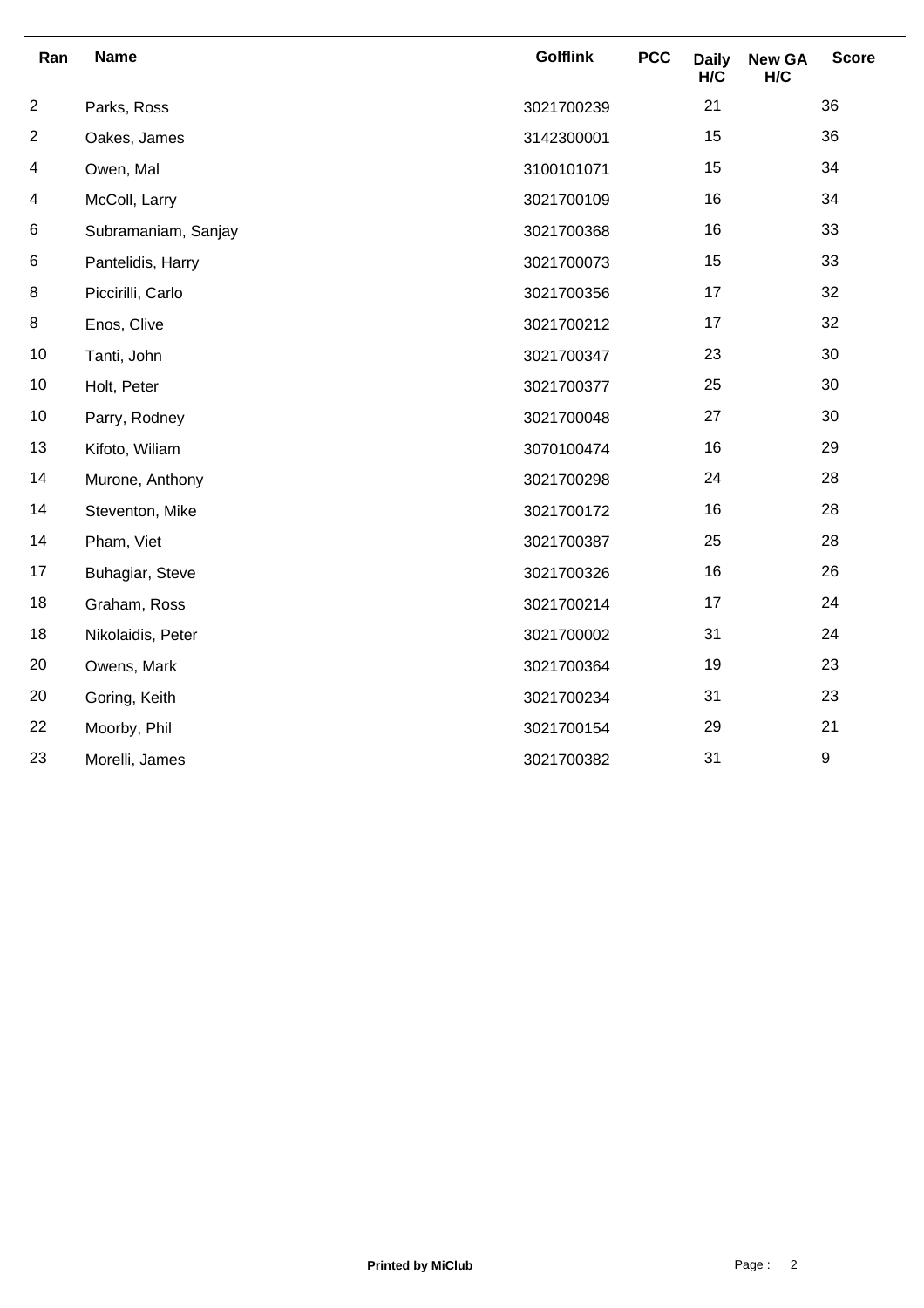| Ran | Name | Golflink | PCC | Daily H/C | New GA H/C | Score |
|---|---|---|---|---|---|---|
| 2 | Parks, Ross | 3021700239 | | 21 | | 36 |
| 2 | Oakes, James | 3142300001 | | 15 | | 36 |
| 4 | Owen, Mal | 3100101071 | | 15 | | 34 |
| 4 | McColl, Larry | 3021700109 | | 16 | | 34 |
| 6 | Subramaniam, Sanjay | 3021700368 | | 16 | | 33 |
| 6 | Pantelidis, Harry | 3021700073 | | 15 | | 33 |
| 8 | Piccirilli, Carlo | 3021700356 | | 17 | | 32 |
| 8 | Enos, Clive | 3021700212 | | 17 | | 32 |
| 10 | Tanti, John | 3021700347 | | 23 | | 30 |
| 10 | Holt, Peter | 3021700377 | | 25 | | 30 |
| 10 | Parry, Rodney | 3021700048 | | 27 | | 30 |
| 13 | Kifoto, Wiliam | 3070100474 | | 16 | | 29 |
| 14 | Murone, Anthony | 3021700298 | | 24 | | 28 |
| 14 | Steventon, Mike | 3021700172 | | 16 | | 28 |
| 14 | Pham, Viet | 3021700387 | | 25 | | 28 |
| 17 | Buhagiar, Steve | 3021700326 | | 16 | | 26 |
| 18 | Graham, Ross | 3021700214 | | 17 | | 24 |
| 18 | Nikolaidis, Peter | 3021700002 | | 31 | | 24 |
| 20 | Owens, Mark | 3021700364 | | 19 | | 23 |
| 20 | Goring, Keith | 3021700234 | | 31 | | 23 |
| 22 | Moorby, Phil | 3021700154 | | 29 | | 21 |
| 23 | Morelli, James | 3021700382 | | 31 | | 9 |

**Printed by MiClub**